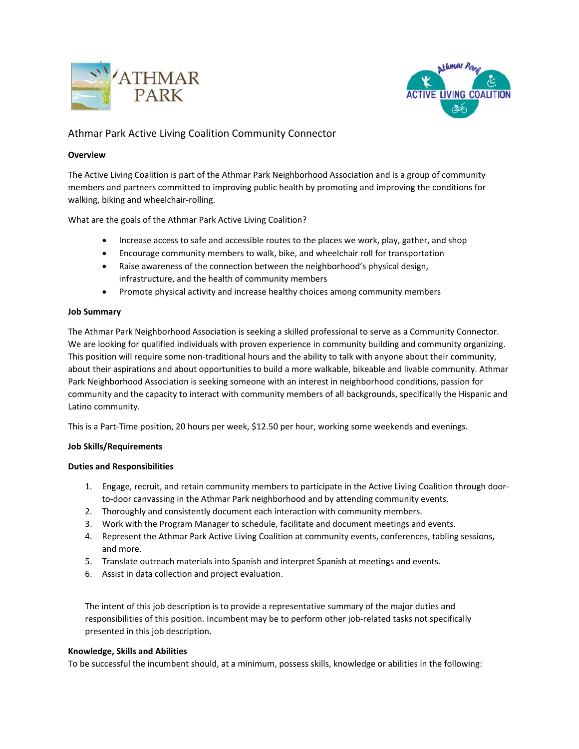# Athmar Park Active Living Coalition Community Connector

**Overview**

The Active Living Coalition is part of the Athmar Park Neighborhood Association and is a group of community members and partners committed to improving public health by promoting and improving the conditions for walking, biking and wheelchair-rolling.

What are the goals of the Athmar Park Active Living Coalition?

- Increase access to safe and accessible routes to the places we work, play, gather, and shop
- Encourage community members to walk, bike, and wheelchair roll for transportation
- Raise awareness of the connection between the neighborhood's physical design, infrastructure, and the health of community members
- Promote physical activity and increase healthy choices among community members

**Job Summary**

The Athmar Park Neighborhood Association is seeking a skilled professional to serve as a Community Connector. We are looking for qualified individuals with proven experience in community building and community organizing. This position will require some non-traditional hours and the ability to talk with anyone about their community, about their aspirations and about opportunities to build a more walkable, bikeable and livable community. Athmar Park Neighborhood Association is seeking someone with an interest in neighborhood conditions, passion for community and the capacity to interact with community members of all backgrounds, specifically the Hispanic and Latino community.

This is a Part-Time position, 20 hours per week, $12.50 per hour, working some weekends and evenings.

**Job Skills/Requirements**

**Duties and Responsibilities**

1. Engage, recruit, and retain community members to participate in the Active Living Coalition through door-to-door canvassing in the Athmar Park neighborhood and by attending community events.
2. Thoroughly and consistently document each interaction with community members.
3. Work with the Program Manager to schedule, facilitate and document meetings and events.
4. Represent the Athmar Park Active Living Coalition at community events, conferences, tabling sessions, and more.
5. Translate outreach materials into Spanish and interpret Spanish at meetings and events.
6. Assist in data collection and project evaluation.

The intent of this job description is to provide a representative summary of the major duties and responsibilities of this position. Incumbent may be to perform other job-related tasks not specifically presented in this job description.

**Knowledge, Skills and Abilities**

To be successful the incumbent should, at a minimum, possess skills, knowledge or abilities in the following: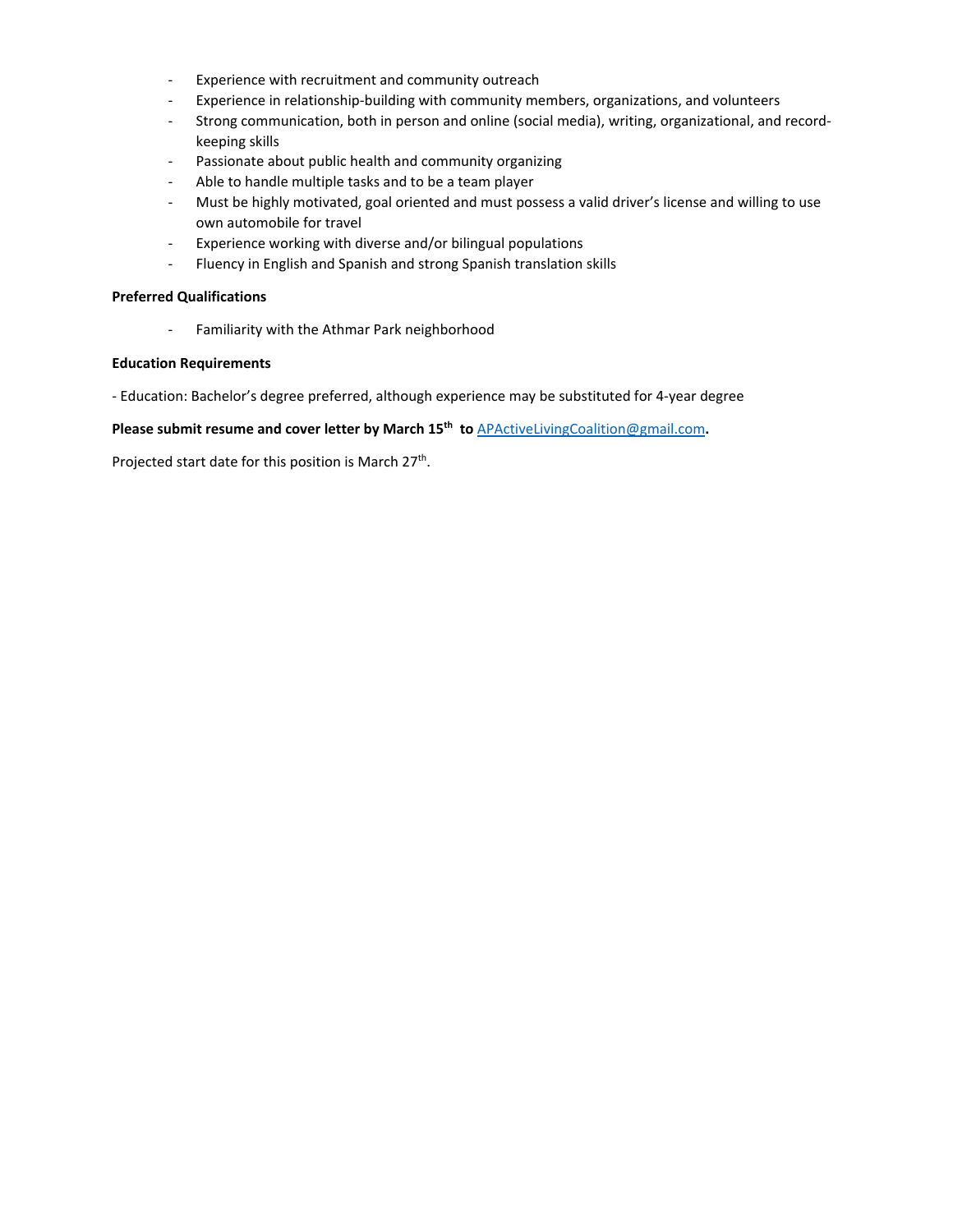- Experience with recruitment and community outreach
- Experience in relationship-building with community members, organizations, and volunteers
- Strong communication, both in person and online (social media), writing, organizational, and record-keeping skills
- Passionate about public health and community organizing
- Able to handle multiple tasks and to be a team player
- Must be highly motivated, goal oriented and must possess a valid driver's license and willing to use own automobile for travel
- Experience working with diverse and/or bilingual populations
- Fluency in English and Spanish and strong Spanish translation skills

**Preferred Qualifications**

- Familiarity with the Athmar Park neighborhood

**Education Requirements**

- Education: Bachelor's degree preferred, although experience may be substituted for 4-year degree

**Please submit resume and cover letter by March 15th to** APActiveLivingCoalition@gmail.com**.**

Projected start date for this position is March 27th.